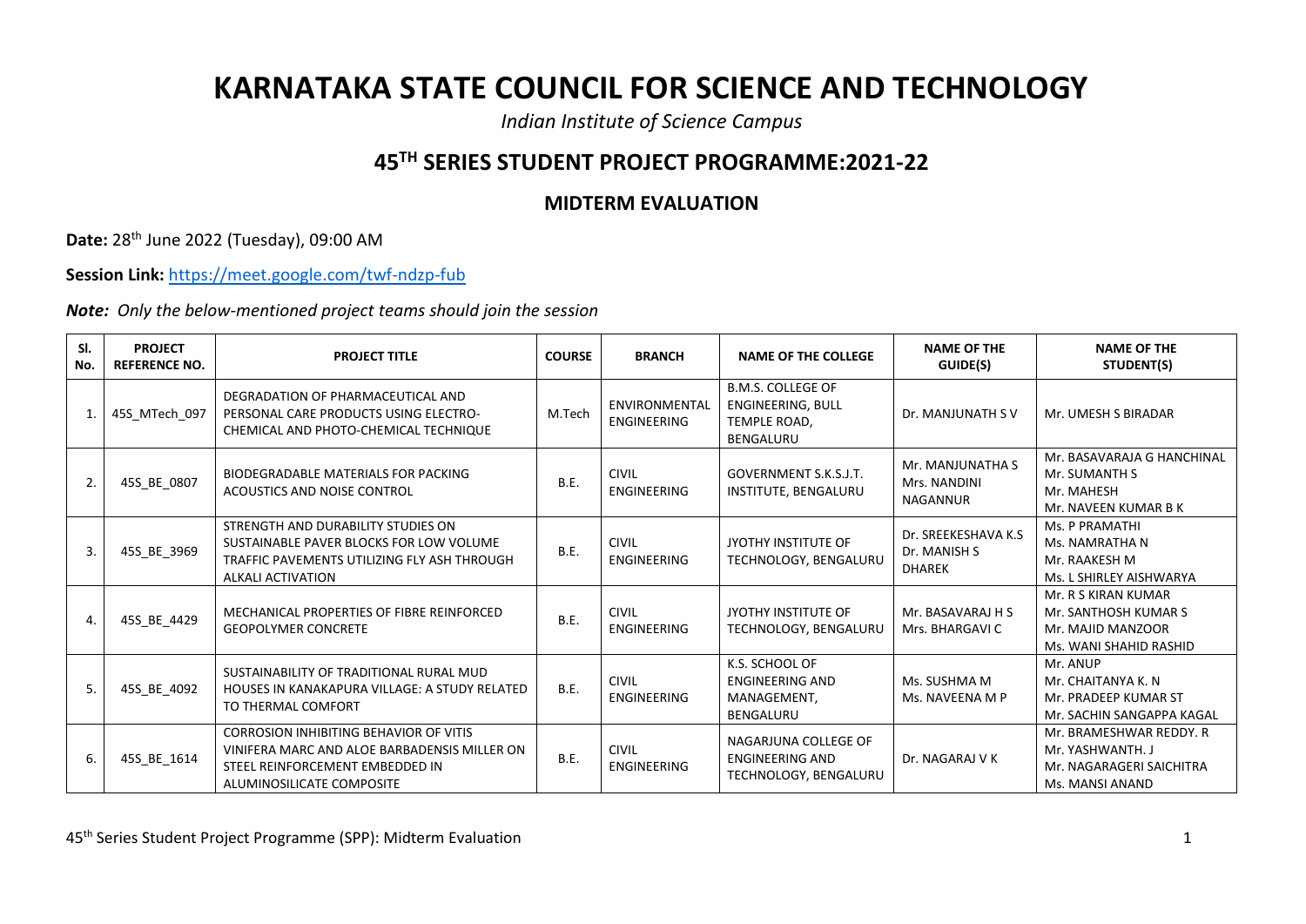# KARNATAKA STATE COUNCIL FOR SCIENCE AND TECHNOLOGY

*Indian Institute of Science Campus*

## 45TH SERIES STUDENT PROJECT PROGRAMME:2021-22

### MIDTERM EVALUATION

**Date:** 28th June 2022 (Tuesday), 09:00 AM

**Session Link:** https://meet.google.com/twf-ndzp-fub

***Note:*** *Only the below-mentioned project teams should join the session*

| Sl. No. | PROJECT REFERENCE NO. | PROJECT TITLE | COURSE | BRANCH | NAME OF THE COLLEGE | NAME OF THE GUIDE(S) | NAME OF THE STUDENT(S) |
|---|---|---|---|---|---|---|---|
| 1. | 45S_MTech_097 | DEGRADATION OF PHARMACEUTICAL AND PERSONAL CARE PRODUCTS USING ELECTRO-CHEMICAL AND PHOTO-CHEMICAL TECHNIQUE | M.Tech | ENVIRONMENTAL ENGINEERING | B.M.S. COLLEGE OF ENGINEERING, BULL TEMPLE ROAD, BENGALURU | Dr. MANJUNATH S V | Mr. UMESH S BIRADAR |
| 2. | 45S_BE_0807 | BIODEGRADABLE MATERIALS FOR PACKING ACOUSTICS AND NOISE CONTROL | B.E. | CIVIL ENGINEERING | GOVERNMENT S.K.S.J.T. INSTITUTE, BENGALURU | Mr. MANJUNATHA S<br>Mrs. NANDINI NAGANNUR | Mr. BASAVARAJA G HANCHINAL<br>Mr. SUMANTH S<br>Mr. MAHESH<br>Mr. NAVEEN KUMAR B K |
| 3. | 45S_BE_3969 | STRENGTH AND DURABILITY STUDIES ON SUSTAINABLE PAVER BLOCKS FOR LOW VOLUME TRAFFIC PAVEMENTS UTILIZING FLY ASH THROUGH ALKALI ACTIVATION | B.E. | CIVIL ENGINEERING | JYOTHY INSTITUTE OF TECHNOLOGY, BENGALURU | Dr. SREEKESHAVA K.S<br>Dr. MANISH S DHAREK | Ms. P PRAMATHI<br>Ms. NAMRATHA N<br>Mr. RAAKESH M<br>Ms. L SHIRLEY AISHWARYA |
| 4. | 45S_BE_4429 | MECHANICAL PROPERTIES OF FIBRE REINFORCED GEOPOLYMER CONCRETE | B.E. | CIVIL ENGINEERING | JYOTHY INSTITUTE OF TECHNOLOGY, BENGALURU | Mr. BASAVARAJ H S<br>Mrs. BHARGAVI C | Mr. R S KIRAN KUMAR<br>Mr. SANTHOSH KUMAR S<br>Mr. MAJID MANZOOR<br>Ms. WANI SHAHID RASHID |
| 5. | 45S_BE_4092 | SUSTAINABILITY OF TRADITIONAL RURAL MUD HOUSES IN KANAKAPURA VILLAGE: A STUDY RELATED TO THERMAL COMFORT | B.E. | CIVIL ENGINEERING | K.S. SCHOOL OF ENGINEERING AND MANAGEMENT, BENGALURU | Ms. SUSHMA M<br>Ms. NAVEENA M P | Mr. ANUP<br>Mr. CHAITANYA K. N<br>Mr. PRADEEP KUMAR ST<br>Mr. SACHIN SANGAPPA KAGAL |
| 6. | 45S_BE_1614 | CORROSION INHIBITING BEHAVIOR OF VITIS VINIFERA MARC AND ALOE BARBADENSIS MILLER ON STEEL REINFORCEMENT EMBEDDED IN ALUMINOSILICATE COMPOSITE | B.E. | CIVIL ENGINEERING | NAGARJUNA COLLEGE OF ENGINEERING AND TECHNOLOGY, BENGALURU | Dr. NAGARAJ V K | Mr. BRAMESHWAR REDDY. R<br>Mr. YASHWANTH. J<br>Mr. NAGARAGERI SAICHITRA<br>Ms. MANSI ANAND |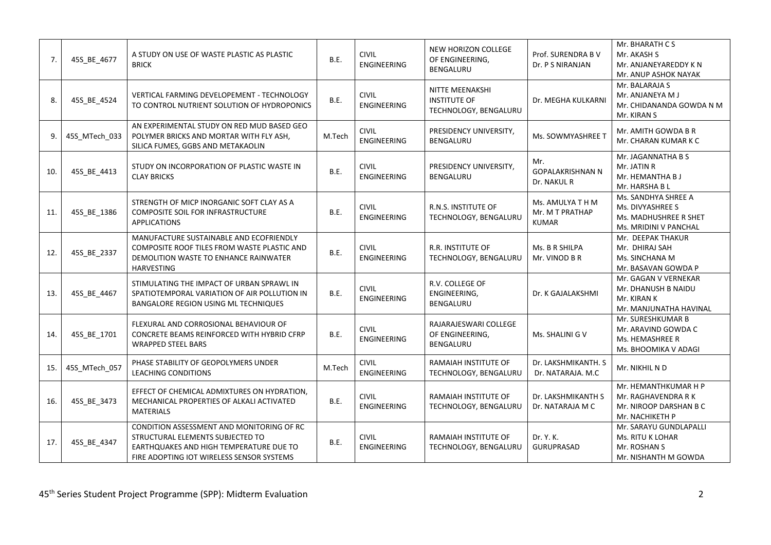| 7. | 45S_BE_4677 | A STUDY ON USE OF WASTE PLASTIC AS PLASTIC BRICK | B.E. | CIVIL ENGINEERING | NEW HORIZON COLLEGE OF ENGINEERING, BENGALURU | Prof. SURENDRA B V<br>Dr. P S NIRANJAN | Mr. BHARATH C S<br>Mr. AKASH S<br>Mr. ANJANEYAREDDY K N<br>Mr. ANUP ASHOK NAYAK |
|---|---|---|---|---|---|---|---|
| 8. | 45S_BE_4524 | VERTICAL FARMING DEVELOPEMENT - TECHNOLOGY TO CONTROL NUTRIENT SOLUTION OF HYDROPONICS | B.E. | CIVIL ENGINEERING | NITTE MEENAKSHI INSTITUTE OF TECHNOLOGY, BENGALURU | Dr. MEGHA KULKARNI | Mr. BALARAJA S<br>Mr. ANJANEYA M J<br>Mr. CHIDANANDA GOWDA N M<br>Mr. KIRAN S |
| 9. | 45S_MTech_033 | AN EXPERIMENTAL STUDY ON RED MUD BASED GEO POLYMER BRICKS AND MORTAR WITH FLY ASH, SILICA FUMES, GGBS AND METAKAOLIN | M.Tech | CIVIL ENGINEERING | PRESIDENCY UNIVERSITY, BENGALURU | Ms. SOWMYASHREE T | Mr. AMITH GOWDA B R<br>Mr. CHARAN KUMAR K C |
| 10. | 45S_BE_4413 | STUDY ON INCORPORATION OF PLASTIC WASTE IN CLAY BRICKS | B.E. | CIVIL ENGINEERING | PRESIDENCY UNIVERSITY, BENGALURU | Mr. GOPALAKRISHNAN N<br>Dr. NAKUL R | Mr. JAGANNATHA B S<br>Mr. JATIN R<br>Mr. HEMANTHA B J<br>Mr. HARSHA B L |
| 11. | 45S_BE_1386 | STRENGTH OF MICP INORGANIC SOFT CLAY AS A COMPOSITE SOIL FOR INFRASTRUCTURE APPLICATIONS | B.E. | CIVIL ENGINEERING | R.N.S. INSTITUTE OF TECHNOLOGY, BENGALURU | Ms. AMULYA T H M<br>Mr. M T PRATHAP KUMAR | Ms. SANDHYA SHREE A<br>Ms. DIVYASHREE S<br>Ms. MADHUSHREE R SHET<br>Ms. MRIDINI V PANCHAL |
| 12. | 45S_BE_2337 | MANUFACTURE SUSTAINABLE AND ECOFRIENDLY COMPOSITE ROOF TILES FROM WASTE PLASTIC AND DEMOLITION WASTE TO ENHANCE RAINWATER HARVESTING | B.E. | CIVIL ENGINEERING | R.R. INSTITUTE OF TECHNOLOGY, BENGALURU | Ms. B R SHILPA<br>Mr. VINOD B R | Mr. DEEPAK THAKUR<br>Mr. DHIRAJ SAH<br>Ms. SINCHANA M<br>Mr. BASAVAN GOWDA P |
| 13. | 45S_BE_4467 | STIMULATING THE IMPACT OF URBAN SPRAWL IN SPATIOTEMPORAL VARIATION OF AIR POLLUTION IN BANGALORE REGION USING ML TECHNIQUES | B.E. | CIVIL ENGINEERING | R.V. COLLEGE OF ENGINEERING, BENGALURU | Dr. K GAJALAKSHMI | Mr. GAGAN V VERNEKAR<br>Mr. DHANUSH B NAIDU<br>Mr. KIRAN K<br>Mr. MANJUNATHA HAVINAL |
| 14. | 45S_BE_1701 | FLEXURAL AND CORROSIONAL BEHAVIOUR OF CONCRETE BEAMS REINFORCED WITH HYBRID CFRP WRAPPED STEEL BARS | B.E. | CIVIL ENGINEERING | RAJARAJESWARI COLLEGE OF ENGINEERING, BENGALURU | Ms. SHALINI G V | Mr. SURESHKUMAR B<br>Mr. ARAVIND GOWDA C<br>Ms. HEMASHREE R<br>Ms. BHOOMIKA V ADAGI |
| 15. | 45S_MTech_057 | PHASE STABILITY OF GEOPOLYMERS UNDER LEACHING CONDITIONS | M.Tech | CIVIL ENGINEERING | RAMAIAH INSTITUTE OF TECHNOLOGY, BENGALURU | Dr. LAKSHMIKANTH. S<br>Dr. NATARAJA. M.C | Mr. NIKHIL N D |
| 16. | 45S_BE_3473 | EFFECT OF CHEMICAL ADMIXTURES ON HYDRATION, MECHANICAL PROPERTIES OF ALKALI ACTIVATED MATERIALS | B.E. | CIVIL ENGINEERING | RAMAIAH INSTITUTE OF TECHNOLOGY, BENGALURU | Dr. LAKSHMIKANTH S<br>Dr. NATARAJA M C | Mr. HEMANTHKUMAR H P<br>Mr. RAGHAVENDRA R K<br>Mr. NIROOP DARSHAN B C<br>Mr. NACHIKETH P |
| 17. | 45S_BE_4347 | CONDITION ASSESSMENT AND MONITORING OF RC STRUCTURAL ELEMENTS SUBJECTED TO EARTHQUAKES AND HIGH TEMPERATURE DUE TO FIRE ADOPTING IOT WIRELESS SENSOR SYSTEMS | B.E. | CIVIL ENGINEERING | RAMAIAH INSTITUTE OF TECHNOLOGY, BENGALURU | Dr. Y. K. GURUPRASAD | Mr. SARAYU GUNDLAPALLI<br>Ms. RITU K LOHAR<br>Mr. ROSHAN S<br>Mr. NISHANTH M GOWDA |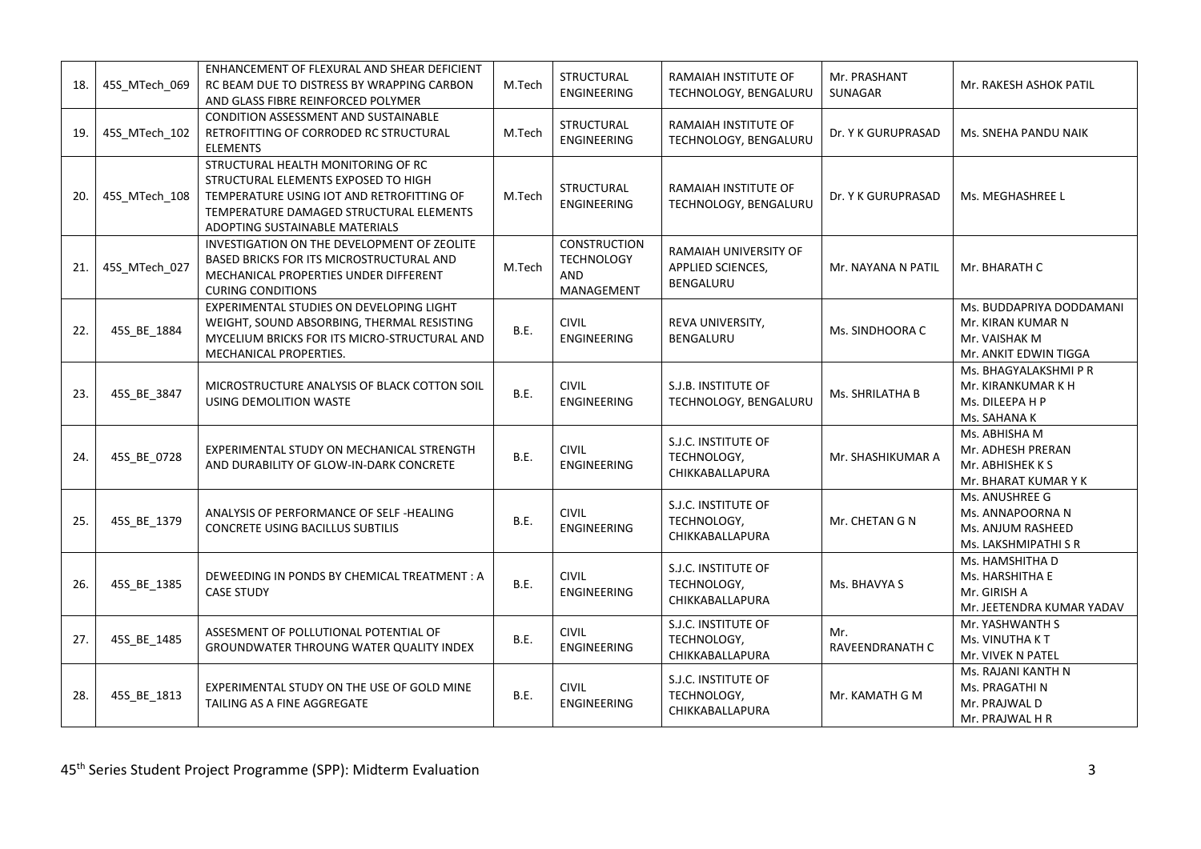| 18. | 45S_MTech_069 | ENHANCEMENT OF FLEXURAL AND SHEAR DEFICIENT RC BEAM DUE TO DISTRESS BY WRAPPING CARBON AND GLASS FIBRE REINFORCED POLYMER | M.Tech | STRUCTURAL ENGINEERING | RAMAIAH INSTITUTE OF TECHNOLOGY, BENGALURU | Mr. PRASHANT SUNAGAR | Mr. RAKESH ASHOK PATIL |
|---|---|---|---|---|---|---|---|
| 19. | 45S_MTech_102 | CONDITION ASSESSMENT AND SUSTAINABLE RETROFITTING OF CORRODED RC STRUCTURAL ELEMENTS | M.Tech | STRUCTURAL ENGINEERING | RAMAIAH INSTITUTE OF TECHNOLOGY, BENGALURU | Dr. Y K GURUPRASAD | Ms. SNEHA PANDU NAIK |
| 20. | 45S_MTech_108 | STRUCTURAL HEALTH MONITORING OF RC STRUCTURAL ELEMENTS EXPOSED TO HIGH TEMPERATURE USING IOT AND RETROFITTING OF TEMPERATURE DAMAGED STRUCTURAL ELEMENTS ADOPTING SUSTAINABLE MATERIALS | M.Tech | STRUCTURAL ENGINEERING | RAMAIAH INSTITUTE OF TECHNOLOGY, BENGALURU | Dr. Y K GURUPRASAD | Ms. MEGHASHREE L |
| 21. | 45S_MTech_027 | INVESTIGATION ON THE DEVELOPMENT OF ZEOLITE BASED BRICKS FOR ITS MICROSTRUCTURAL AND MECHANICAL PROPERTIES UNDER DIFFERENT CURING CONDITIONS | M.Tech | CONSTRUCTION TECHNOLOGY AND MANAGEMENT | RAMAIAH UNIVERSITY OF APPLIED SCIENCES, BENGALURU | Mr. NAYANA N PATIL | Mr. BHARATH C |
| 22. | 45S_BE_1884 | EXPERIMENTAL STUDIES ON DEVELOPING LIGHT WEIGHT, SOUND ABSORBING, THERMAL RESISTING MYCELIUM BRICKS FOR ITS MICRO-STRUCTURAL AND MECHANICAL PROPERTIES. | B.E. | CIVIL ENGINEERING | REVA UNIVERSITY, BENGALURU | Ms. SINDHOORA C | Ms. BUDDAPRIYA DODDAMANI<br>Mr. KIRAN KUMAR N<br>Mr. VAISHAK M<br>Mr. ANKIT EDWIN TIGGA |
| 23. | 45S_BE_3847 | MICROSTRUCTURE ANALYSIS OF BLACK COTTON SOIL USING DEMOLITION WASTE | B.E. | CIVIL ENGINEERING | S.J.B. INSTITUTE OF TECHNOLOGY, BENGALURU | Ms. SHRILATHA B | Ms. BHAGYALAKSHMI P R<br>Mr. KIRANKUMAR K H<br>Ms. DILEEPA H P<br>Ms. SAHANA K |
| 24. | 45S_BE_0728 | EXPERIMENTAL STUDY ON MECHANICAL STRENGTH AND DURABILITY OF GLOW-IN-DARK CONCRETE | B.E. | CIVIL ENGINEERING | S.J.C. INSTITUTE OF TECHNOLOGY, CHIKKABALLAPURA | Mr. SHASHIKUMAR A | Ms. ABHISHA M<br>Mr. ADHESH PRERAN<br>Mr. ABHISHEK K S<br>Mr. BHARAT KUMAR Y K |
| 25. | 45S_BE_1379 | ANALYSIS OF PERFORMANCE OF SELF -HEALING CONCRETE USING BACILLUS SUBTILIS | B.E. | CIVIL ENGINEERING | S.J.C. INSTITUTE OF TECHNOLOGY, CHIKKABALLAPURA | Mr. CHETAN G N | Ms. ANUSHREE G<br>Ms. ANNAPOORNA N<br>Ms. ANJUM RASHEED<br>Ms. LAKSHMIPATHI S R |
| 26. | 45S_BE_1385 | DEWEEDING IN PONDS BY CHEMICAL TREATMENT : A CASE STUDY | B.E. | CIVIL ENGINEERING | S.J.C. INSTITUTE OF TECHNOLOGY, CHIKKABALLAPURA | Ms. BHAVYA S | Ms. HAMSHITHA D<br>Ms. HARSHITHA E<br>Mr. GIRISH A<br>Mr. JEETENDRA KUMAR YADAV |
| 27. | 45S_BE_1485 | ASSESMENT OF POLLUTIONAL POTENTIAL OF GROUNDWATER THROUNG WATER QUALITY INDEX | B.E. | CIVIL ENGINEERING | S.J.C. INSTITUTE OF TECHNOLOGY, CHIKKABALLAPURA | Mr. RAVEENDRANATH C | Mr. YASHWANTH S<br>Ms. VINUTHA K T<br>Mr. VIVEK N PATEL |
| 28. | 45S_BE_1813 | EXPERIMENTAL STUDY ON THE USE OF GOLD MINE TAILING AS A FINE AGGREGATE | B.E. | CIVIL ENGINEERING | S.J.C. INSTITUTE OF TECHNOLOGY, CHIKKABALLAPURA | Mr. KAMATH G M | Ms. RAJANI KANTH N<br>Ms. PRAGATHI N<br>Mr. PRAJWAL D<br>Mr. PRAJWAL H R |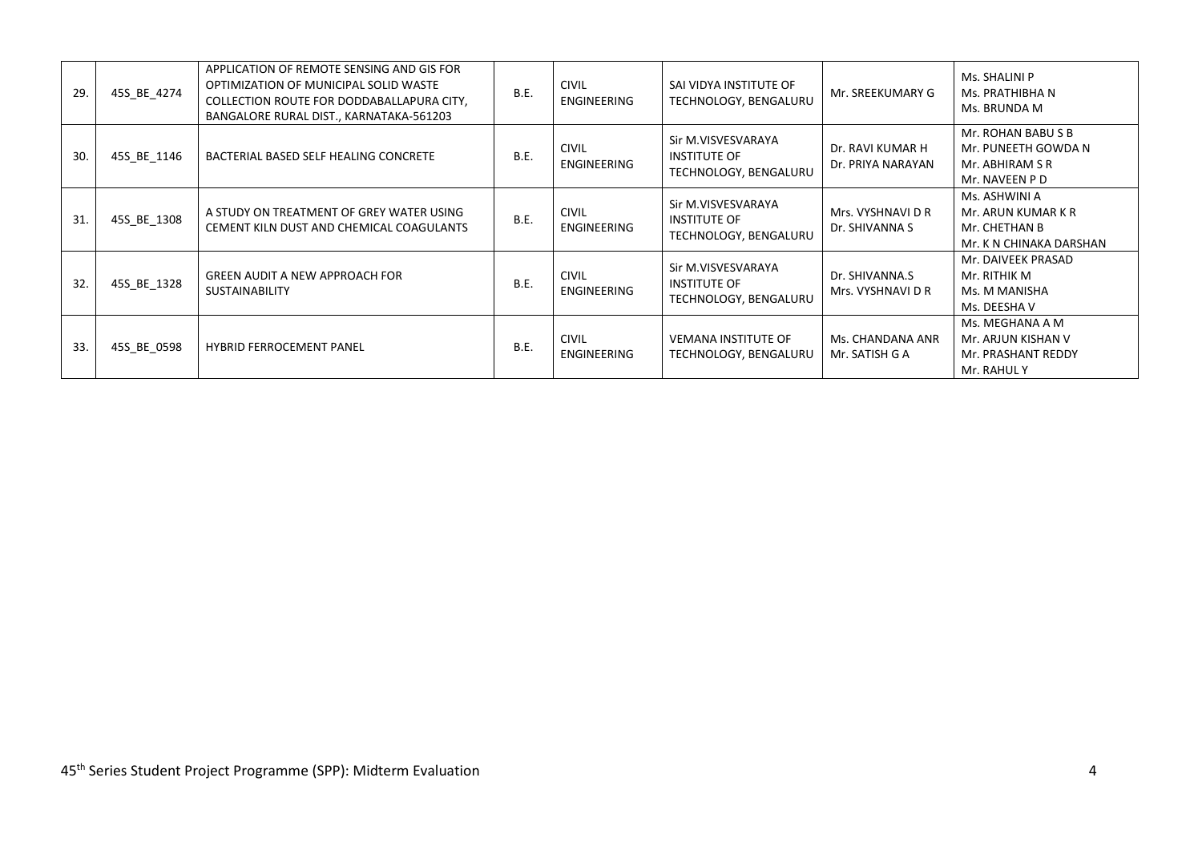| | | | | | | | |
|---|---|---|---|---|---|---|---|
| 29. | 45S_BE_4274 | APPLICATION OF REMOTE SENSING AND GIS FOR OPTIMIZATION OF MUNICIPAL SOLID WASTE COLLECTION ROUTE FOR DODDABALLAPURA CITY, BANGALORE RURAL DIST., KARNATAKA-561203 | B.E. | CIVIL ENGINEERING | SAI VIDYA INSTITUTE OF TECHNOLOGY, BENGALURU | Mr. SREEKUMARY G | Ms. SHALINI P<br>Ms. PRATHIBHA N<br>Ms. BRUNDA M |
| 30. | 45S_BE_1146 | BACTERIAL BASED SELF HEALING CONCRETE | B.E. | CIVIL ENGINEERING | Sir M.VISVESVARAYA INSTITUTE OF TECHNOLOGY, BENGALURU | Dr. RAVI KUMAR H<br>Dr. PRIYA NARAYAN | Mr. ROHAN BABU S B<br>Mr. PUNEETH GOWDA N<br>Mr. ABHIRAM S R<br>Mr. NAVEEN P D |
| 31. | 45S_BE_1308 | A STUDY ON TREATMENT OF GREY WATER USING CEMENT KILN DUST AND CHEMICAL COAGULANTS | B.E. | CIVIL ENGINEERING | Sir M.VISVESVARAYA INSTITUTE OF TECHNOLOGY, BENGALURU | Mrs. VYSHNAVI D R<br>Dr. SHIVANNA S | Ms. ASHWINI A<br>Mr. ARUN KUMAR K R<br>Mr. CHETHAN B<br>Mr. K N CHINAKA DARSHAN |
| 32. | 45S_BE_1328 | GREEN AUDIT A NEW APPROACH FOR SUSTAINABILITY | B.E. | CIVIL ENGINEERING | Sir M.VISVESVARAYA INSTITUTE OF TECHNOLOGY, BENGALURU | Dr. SHIVANNA.S<br>Mrs. VYSHNAVI D R | Mr. DAIVEEK PRASAD<br>Mr. RITHIK M<br>Ms. M MANISHA<br>Ms. DEESHA V |
| 33. | 45S_BE_0598 | HYBRID FERROCEMENT PANEL | B.E. | CIVIL ENGINEERING | VEMANA INSTITUTE OF TECHNOLOGY, BENGALURU | Ms. CHANDANA ANR<br>Mr. SATISH G A | Ms. MEGHANA A M<br>Mr. ARJUN KISHAN V<br>Mr. PRASHANT REDDY<br>Mr. RAHUL Y |